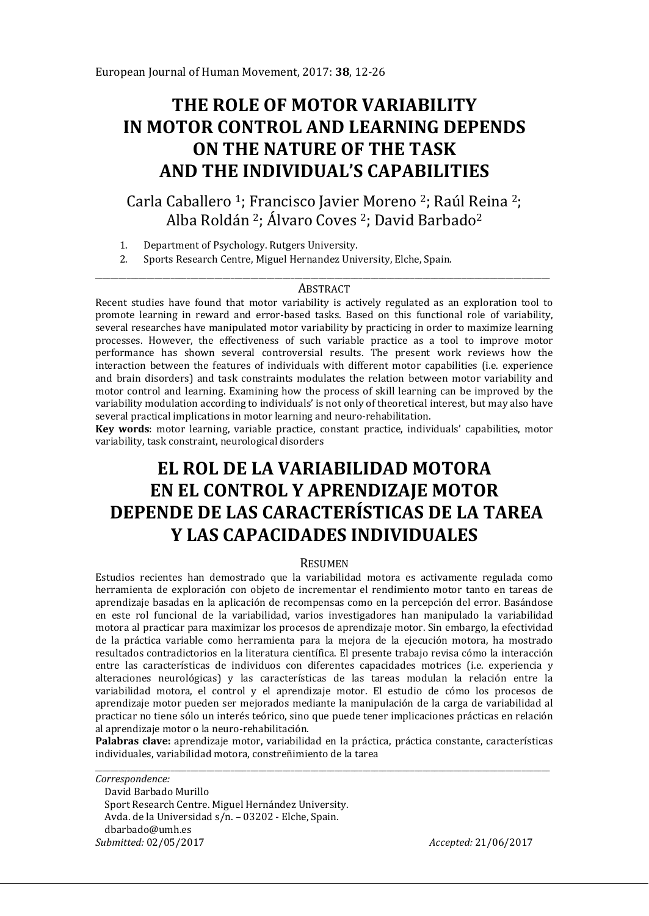# THE ROLE OF MOTOR VARIABILITY IN MOTOR CONTROL AND LEARNING DEPENDS ON THE NATURE OF THE TASK AND THE INDIVIDUAL'S CAPABILITIES

Carla Caballero [1]; Francisco Javier Moreno [2]; Raúl Reina [2]; Alba Roldán [2]; Álvaro Coves [2]; David Barbado[2]

1. Department of Psychology. Rutgers University.
2. Sports Research Centre, Miguel Hernandez University, Elche, Spain.

---

## ABSTRACT

Recent studies have found that motor variability is actively regulated as an exploration tool to promote learning in reward and error-based tasks. Based on this functional role of variability, several researches have manipulated motor variability by practicing in order to maximize learning processes. However, the effectiveness of such variable practice as a tool to improve motor performance has shown several controversial results. The present work reviews how the interaction between the features of individuals with different motor capabilities (i.e. experience and brain disorders) and task constraints modulates the relation between motor variability and motor control and learning. Examining how the process of skill learning can be improved by the variability modulation according to individuals' is not only of theoretical interest, but may also have several practical implications in motor learning and neuro-rehabilitation.

**Key words**: motor learning, variable practice, constant practice, individuals' capabilities, motor variability, task constraint, neurological disorders

# EL ROL DE LA VARIABILIDAD MOTORA EN EL CONTROL Y APRENDIZAJE MOTOR DEPENDE DE LAS CARACTERÍSTICAS DE LA TAREA Y LAS CAPACIDADES INDIVIDUALES

## RESUMEN

Estudios recientes han demostrado que la variabilidad motora es activamente regulada como herramienta de exploración con objeto de incrementar el rendimiento motor tanto en tareas de aprendizaje basadas en la aplicación de recompensas como en la percepción del error. Basándose en este rol funcional de la variabilidad, varios investigadores han manipulado la variabilidad motora al practicar para maximizar los procesos de aprendizaje motor. Sin embargo, la efectividad de la práctica variable como herramienta para la mejora de la ejecución motora, ha mostrado resultados contradictorios en la literatura científica. El presente trabajo revisa cómo la interacción entre las características de individuos con diferentes capacidades motrices (i.e. experiencia y alteraciones neurológicas) y las características de las tareas modulan la relación entre la variabilidad motora, el control y el aprendizaje motor. El estudio de cómo los procesos de aprendizaje motor pueden ser mejorados mediante la manipulación de la carga de variabilidad al practicar no tiene sólo un interés teórico, sino que puede tener implicaciones prácticas en relación al aprendizaje motor o la neuro-rehabilitación.

**Palabras clave:** aprendizaje motor, variabilidad en la práctica, práctica constante, características individuales, variabilidad motora, constreñimiento de la tarea

---

*Correspondence:*
David Barbado Murillo
Sport Research Centre. Miguel Hernández University.
Avda. de la Universidad s/n. – 03202 - Elche, Spain.
dbarbado@umh.es

*Submitted:* 02/05/2017 *Accepted:* 21/06/2017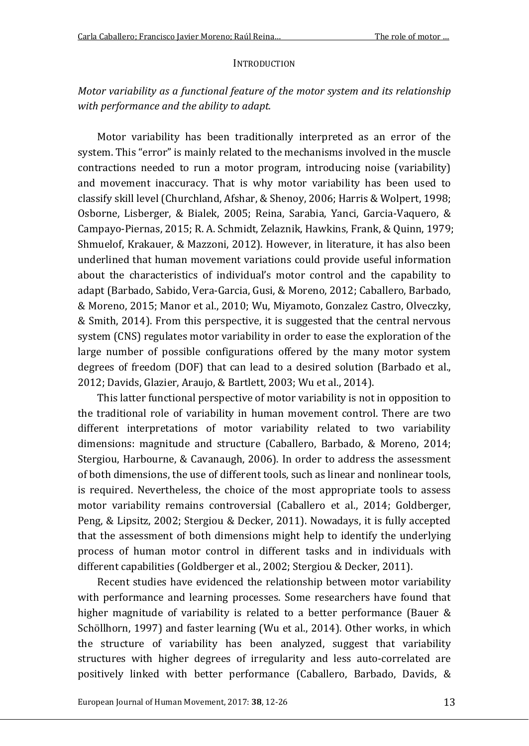## INTRODUCTION

*Motor variability as a functional feature of the motor system and its relationship with performance and the ability to adapt.*

Motor variability has been traditionally interpreted as an error of the system. This "error" is mainly related to the mechanisms involved in the muscle contractions needed to run a motor program, introducing noise (variability) and movement inaccuracy. That is why motor variability has been used to classify skill level (Churchland, Afshar, & Shenoy, 2006; Harris & Wolpert, 1998; Osborne, Lisberger, & Bialek, 2005; Reina, Sarabia, Yanci, Garcia-Vaquero, & Campayo-Piernas, 2015; R. A. Schmidt, Zelaznik, Hawkins, Frank, & Quinn, 1979; Shmuelof, Krakauer, & Mazzoni, 2012). However, in literature, it has also been underlined that human movement variations could provide useful information about the characteristics of individual's motor control and the capability to adapt (Barbado, Sabido, Vera-Garcia, Gusi, & Moreno, 2012; Caballero, Barbado, & Moreno, 2015; Manor et al., 2010; Wu, Miyamoto, Gonzalez Castro, Olveczky, & Smith, 2014). From this perspective, it is suggested that the central nervous system (CNS) regulates motor variability in order to ease the exploration of the large number of possible configurations offered by the many motor system degrees of freedom (DOF) that can lead to a desired solution (Barbado et al., 2012; Davids, Glazier, Araujo, & Bartlett, 2003; Wu et al., 2014).

This latter functional perspective of motor variability is not in opposition to the traditional role of variability in human movement control. There are two different interpretations of motor variability related to two variability dimensions: magnitude and structure (Caballero, Barbado, & Moreno, 2014; Stergiou, Harbourne, & Cavanaugh, 2006). In order to address the assessment of both dimensions, the use of different tools, such as linear and nonlinear tools, is required. Nevertheless, the choice of the most appropriate tools to assess motor variability remains controversial (Caballero et al., 2014; Goldberger, Peng, & Lipsitz, 2002; Stergiou & Decker, 2011). Nowadays, it is fully accepted that the assessment of both dimensions might help to identify the underlying process of human motor control in different tasks and in individuals with different capabilities (Goldberger et al., 2002; Stergiou & Decker, 2011).

Recent studies have evidenced the relationship between motor variability with performance and learning processes. Some researchers have found that higher magnitude of variability is related to a better performance (Bauer & Schöllhorn, 1997) and faster learning (Wu et al., 2014). Other works, in which the structure of variability has been analyzed, suggest that variability structures with higher degrees of irregularity and less auto-correlated are positively linked with better performance (Caballero, Barbado, Davids, &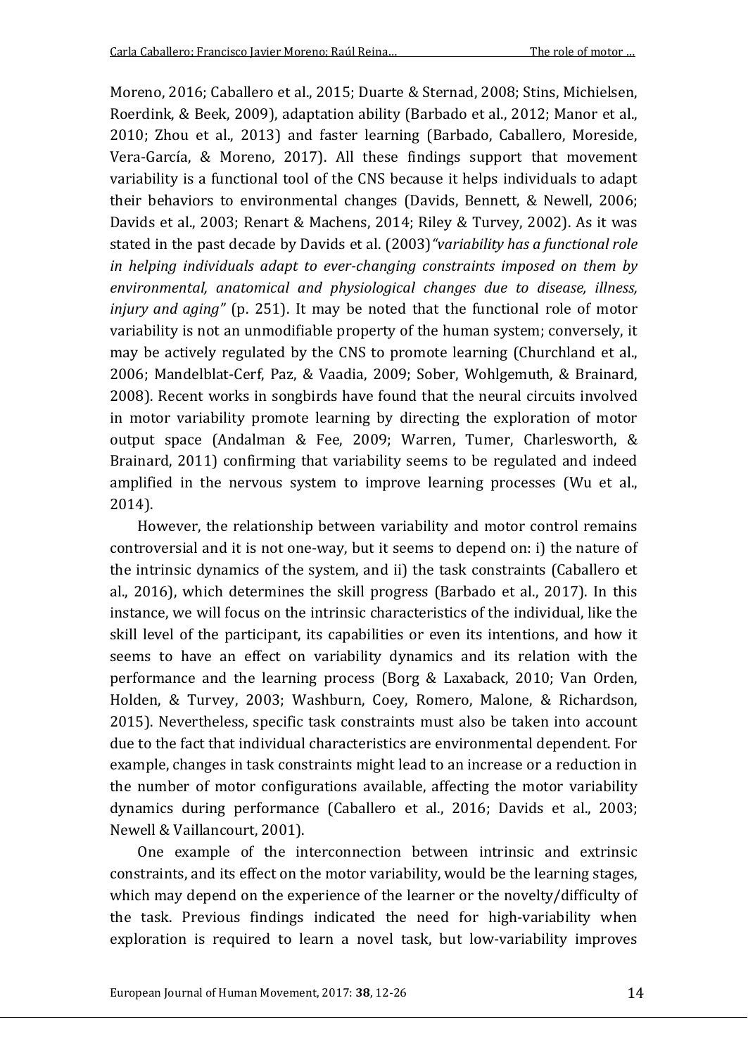Moreno, 2016; Caballero et al., 2015; Duarte & Sternad, 2008; Stins, Michielsen, Roerdink, & Beek, 2009), adaptation ability (Barbado et al., 2012; Manor et al., 2010; Zhou et al., 2013) and faster learning (Barbado, Caballero, Moreside, Vera-García, & Moreno, 2017). All these findings support that movement variability is a functional tool of the CNS because it helps individuals to adapt their behaviors to environmental changes (Davids, Bennett, & Newell, 2006; Davids et al., 2003; Renart & Machens, 2014; Riley & Turvey, 2002). As it was stated in the past decade by Davids et al. (2003)*"variability has a functional role in helping individuals adapt to ever-changing constraints imposed on them by environmental, anatomical and physiological changes due to disease, illness, injury and aging"* (p. 251). It may be noted that the functional role of motor variability is not an unmodifiable property of the human system; conversely, it may be actively regulated by the CNS to promote learning (Churchland et al., 2006; Mandelblat-Cerf, Paz, & Vaadia, 2009; Sober, Wohlgemuth, & Brainard, 2008). Recent works in songbirds have found that the neural circuits involved in motor variability promote learning by directing the exploration of motor output space (Andalman & Fee, 2009; Warren, Tumer, Charlesworth, & Brainard, 2011) confirming that variability seems to be regulated and indeed amplified in the nervous system to improve learning processes (Wu et al., 2014).

However, the relationship between variability and motor control remains controversial and it is not one-way, but it seems to depend on: i) the nature of the intrinsic dynamics of the system, and ii) the task constraints (Caballero et al., 2016), which determines the skill progress (Barbado et al., 2017). In this instance, we will focus on the intrinsic characteristics of the individual, like the skill level of the participant, its capabilities or even its intentions, and how it seems to have an effect on variability dynamics and its relation with the performance and the learning process (Borg & Laxaback, 2010; Van Orden, Holden, & Turvey, 2003; Washburn, Coey, Romero, Malone, & Richardson, 2015). Nevertheless, specific task constraints must also be taken into account due to the fact that individual characteristics are environmental dependent. For example, changes in task constraints might lead to an increase or a reduction in the number of motor configurations available, affecting the motor variability dynamics during performance (Caballero et al., 2016; Davids et al., 2003; Newell & Vaillancourt, 2001).

One example of the interconnection between intrinsic and extrinsic constraints, and its effect on the motor variability, would be the learning stages, which may depend on the experience of the learner or the novelty/difficulty of the task. Previous findings indicated the need for high-variability when exploration is required to learn a novel task, but low-variability improves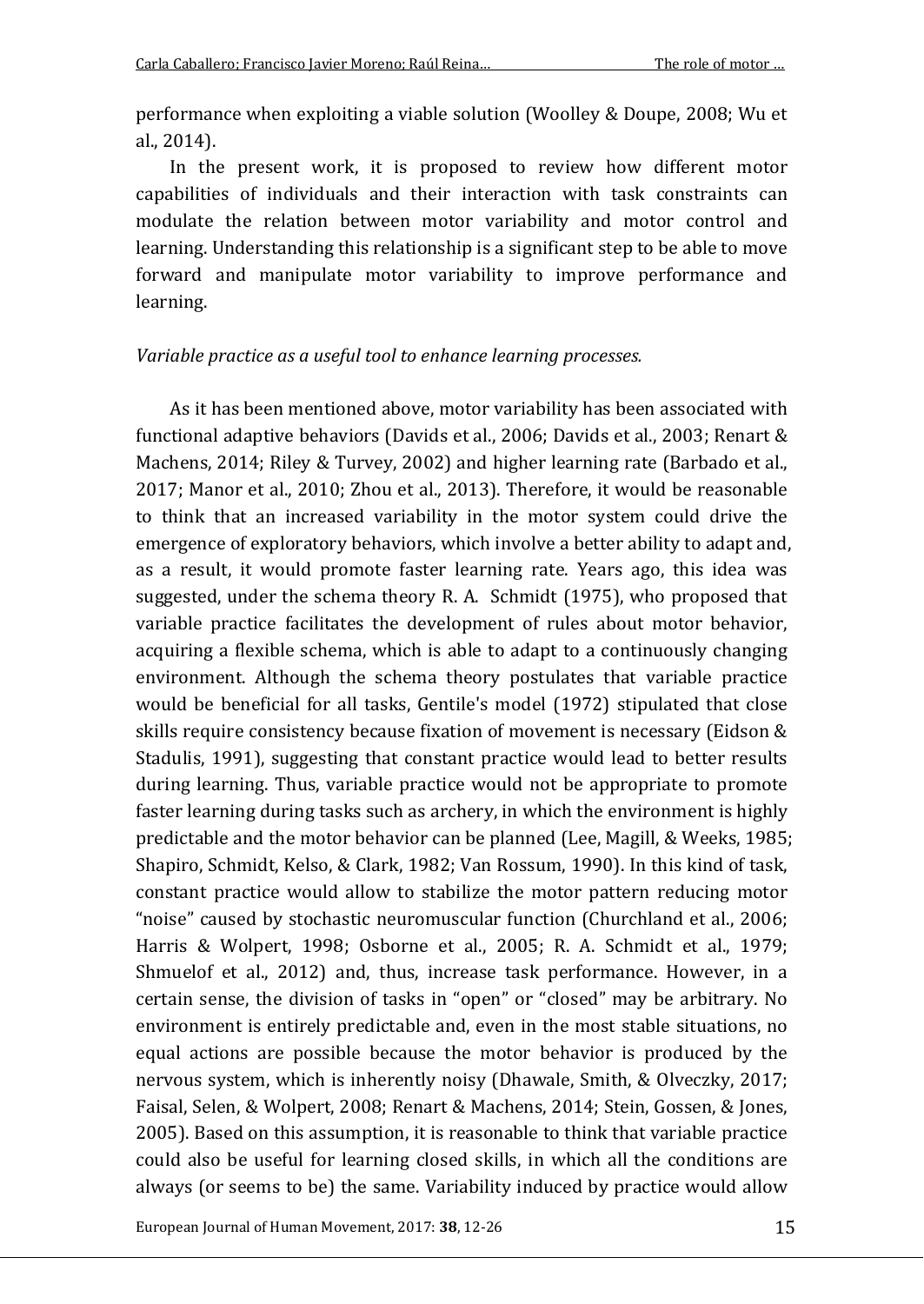performance when exploiting a viable solution (Woolley & Doupe, 2008; Wu et al., 2014).

In the present work, it is proposed to review how different motor capabilities of individuals and their interaction with task constraints can modulate the relation between motor variability and motor control and learning. Understanding this relationship is a significant step to be able to move forward and manipulate motor variability to improve performance and learning.

*Variable practice as a useful tool to enhance learning processes.*

As it has been mentioned above, motor variability has been associated with functional adaptive behaviors (Davids et al., 2006; Davids et al., 2003; Renart & Machens, 2014; Riley & Turvey, 2002) and higher learning rate (Barbado et al., 2017; Manor et al., 2010; Zhou et al., 2013). Therefore, it would be reasonable to think that an increased variability in the motor system could drive the emergence of exploratory behaviors, which involve a better ability to adapt and, as a result, it would promote faster learning rate. Years ago, this idea was suggested, under the schema theory R. A. Schmidt (1975), who proposed that variable practice facilitates the development of rules about motor behavior, acquiring a flexible schema, which is able to adapt to a continuously changing environment. Although the schema theory postulates that variable practice would be beneficial for all tasks, Gentile's model (1972) stipulated that close skills require consistency because fixation of movement is necessary (Eidson & Stadulis, 1991), suggesting that constant practice would lead to better results during learning. Thus, variable practice would not be appropriate to promote faster learning during tasks such as archery, in which the environment is highly predictable and the motor behavior can be planned (Lee, Magill, & Weeks, 1985; Shapiro, Schmidt, Kelso, & Clark, 1982; Van Rossum, 1990). In this kind of task, constant practice would allow to stabilize the motor pattern reducing motor "noise" caused by stochastic neuromuscular function (Churchland et al., 2006; Harris & Wolpert, 1998; Osborne et al., 2005; R. A. Schmidt et al., 1979; Shmuelof et al., 2012) and, thus, increase task performance. However, in a certain sense, the division of tasks in "open" or "closed" may be arbitrary. No environment is entirely predictable and, even in the most stable situations, no equal actions are possible because the motor behavior is produced by the nervous system, which is inherently noisy (Dhawale, Smith, & Olveczky, 2017; Faisal, Selen, & Wolpert, 2008; Renart & Machens, 2014; Stein, Gossen, & Jones, 2005). Based on this assumption, it is reasonable to think that variable practice could also be useful for learning closed skills, in which all the conditions are always (or seems to be) the same. Variability induced by practice would allow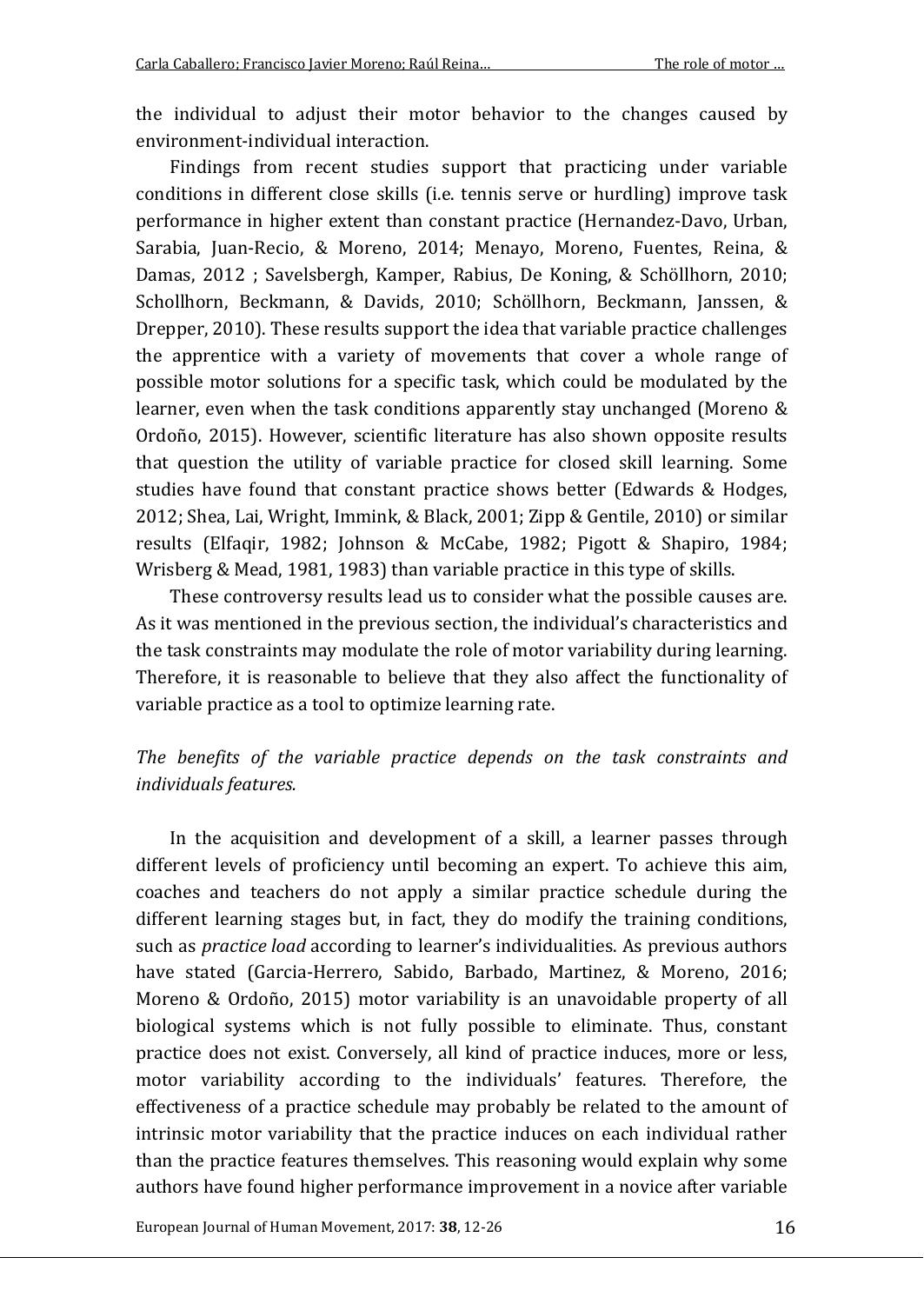the individual to adjust their motor behavior to the changes caused by environment-individual interaction.

Findings from recent studies support that practicing under variable conditions in different close skills (i.e. tennis serve or hurdling) improve task performance in higher extent than constant practice (Hernandez-Davo, Urban, Sarabia, Juan-Recio, & Moreno, 2014; Menayo, Moreno, Fuentes, Reina, & Damas, 2012 ; Savelsbergh, Kamper, Rabius, De Koning, & Schöllhorn, 2010; Schollhorn, Beckmann, & Davids, 2010; Schöllhorn, Beckmann, Janssen, & Drepper, 2010). These results support the idea that variable practice challenges the apprentice with a variety of movements that cover a whole range of possible motor solutions for a specific task, which could be modulated by the learner, even when the task conditions apparently stay unchanged (Moreno & Ordoño, 2015). However, scientific literature has also shown opposite results that question the utility of variable practice for closed skill learning. Some studies have found that constant practice shows better (Edwards & Hodges, 2012; Shea, Lai, Wright, Immink, & Black, 2001; Zipp & Gentile, 2010) or similar results (Elfaqir, 1982; Johnson & McCabe, 1982; Pigott & Shapiro, 1984; Wrisberg & Mead, 1981, 1983) than variable practice in this type of skills.

These controversy results lead us to consider what the possible causes are. As it was mentioned in the previous section, the individual's characteristics and the task constraints may modulate the role of motor variability during learning. Therefore, it is reasonable to believe that they also affect the functionality of variable practice as a tool to optimize learning rate.

*The benefits of the variable practice depends on the task constraints and individuals features.*

In the acquisition and development of a skill, a learner passes through different levels of proficiency until becoming an expert. To achieve this aim, coaches and teachers do not apply a similar practice schedule during the different learning stages but, in fact, they do modify the training conditions, such as *practice load* according to learner's individualities. As previous authors have stated (Garcia-Herrero, Sabido, Barbado, Martinez, & Moreno, 2016; Moreno & Ordoño, 2015) motor variability is an unavoidable property of all biological systems which is not fully possible to eliminate. Thus, constant practice does not exist. Conversely, all kind of practice induces, more or less, motor variability according to the individuals' features. Therefore, the effectiveness of a practice schedule may probably be related to the amount of intrinsic motor variability that the practice induces on each individual rather than the practice features themselves. This reasoning would explain why some authors have found higher performance improvement in a novice after variable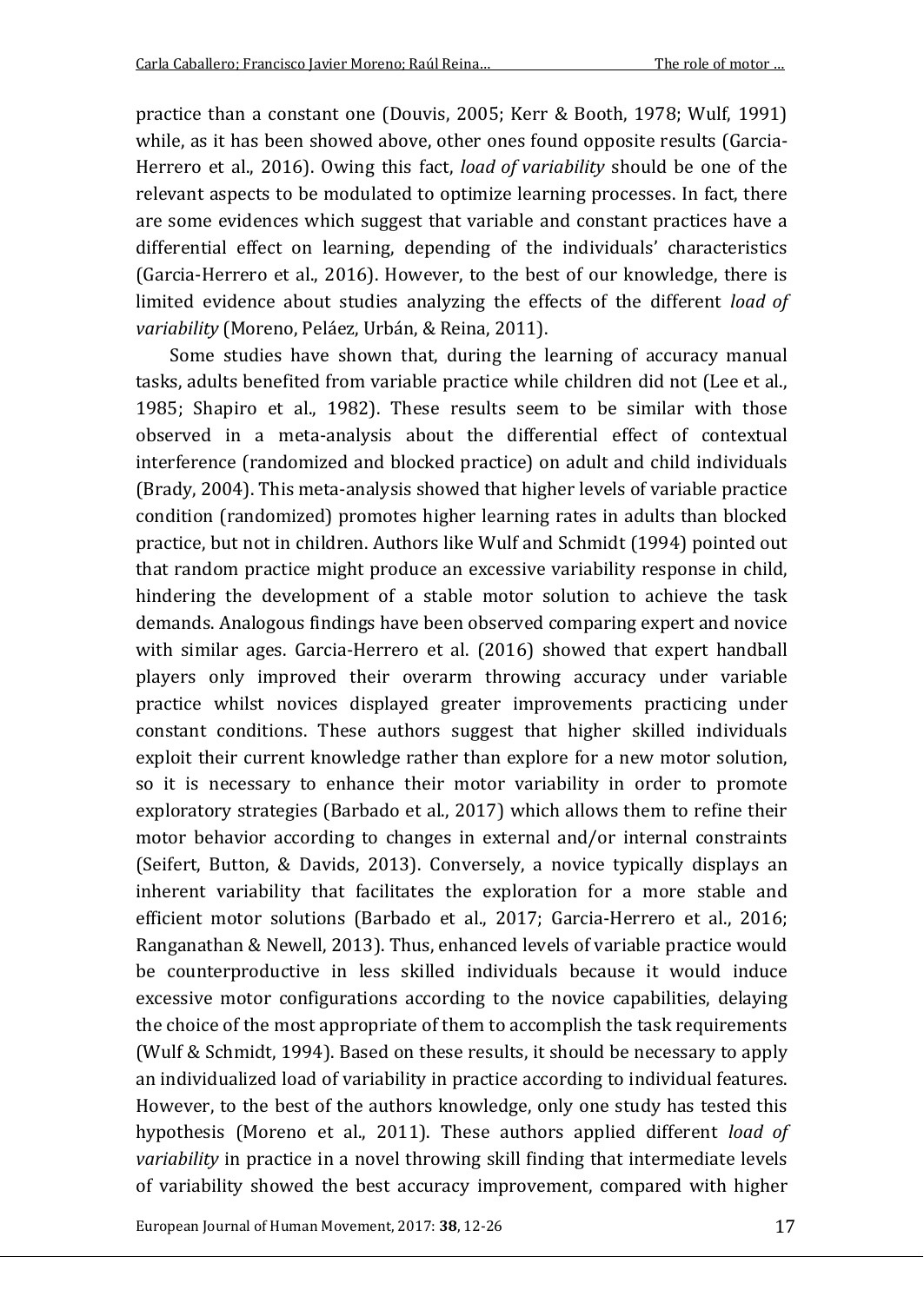practice than a constant one (Douvis, 2005; Kerr & Booth, 1978; Wulf, 1991) while, as it has been showed above, other ones found opposite results (Garcia-Herrero et al., 2016). Owing this fact, *load of variability* should be one of the relevant aspects to be modulated to optimize learning processes. In fact, there are some evidences which suggest that variable and constant practices have a differential effect on learning, depending of the individuals' characteristics (Garcia-Herrero et al., 2016). However, to the best of our knowledge, there is limited evidence about studies analyzing the effects of the different *load of variability* (Moreno, Peláez, Urbán, & Reina, 2011).

Some studies have shown that, during the learning of accuracy manual tasks, adults benefited from variable practice while children did not (Lee et al., 1985; Shapiro et al., 1982). These results seem to be similar with those observed in a meta-analysis about the differential effect of contextual interference (randomized and blocked practice) on adult and child individuals (Brady, 2004). This meta-analysis showed that higher levels of variable practice condition (randomized) promotes higher learning rates in adults than blocked practice, but not in children. Authors like Wulf and Schmidt (1994) pointed out that random practice might produce an excessive variability response in child, hindering the development of a stable motor solution to achieve the task demands. Analogous findings have been observed comparing expert and novice with similar ages. Garcia-Herrero et al. (2016) showed that expert handball players only improved their overarm throwing accuracy under variable practice whilst novices displayed greater improvements practicing under constant conditions. These authors suggest that higher skilled individuals exploit their current knowledge rather than explore for a new motor solution, so it is necessary to enhance their motor variability in order to promote exploratory strategies (Barbado et al., 2017) which allows them to refine their motor behavior according to changes in external and/or internal constraints (Seifert, Button, & Davids, 2013). Conversely, a novice typically displays an inherent variability that facilitates the exploration for a more stable and efficient motor solutions (Barbado et al., 2017; Garcia-Herrero et al., 2016; Ranganathan & Newell, 2013). Thus, enhanced levels of variable practice would be counterproductive in less skilled individuals because it would induce excessive motor configurations according to the novice capabilities, delaying the choice of the most appropriate of them to accomplish the task requirements (Wulf & Schmidt, 1994). Based on these results, it should be necessary to apply an individualized load of variability in practice according to individual features. However, to the best of the authors knowledge, only one study has tested this hypothesis (Moreno et al., 2011). These authors applied different *load of variability* in practice in a novel throwing skill finding that intermediate levels of variability showed the best accuracy improvement, compared with higher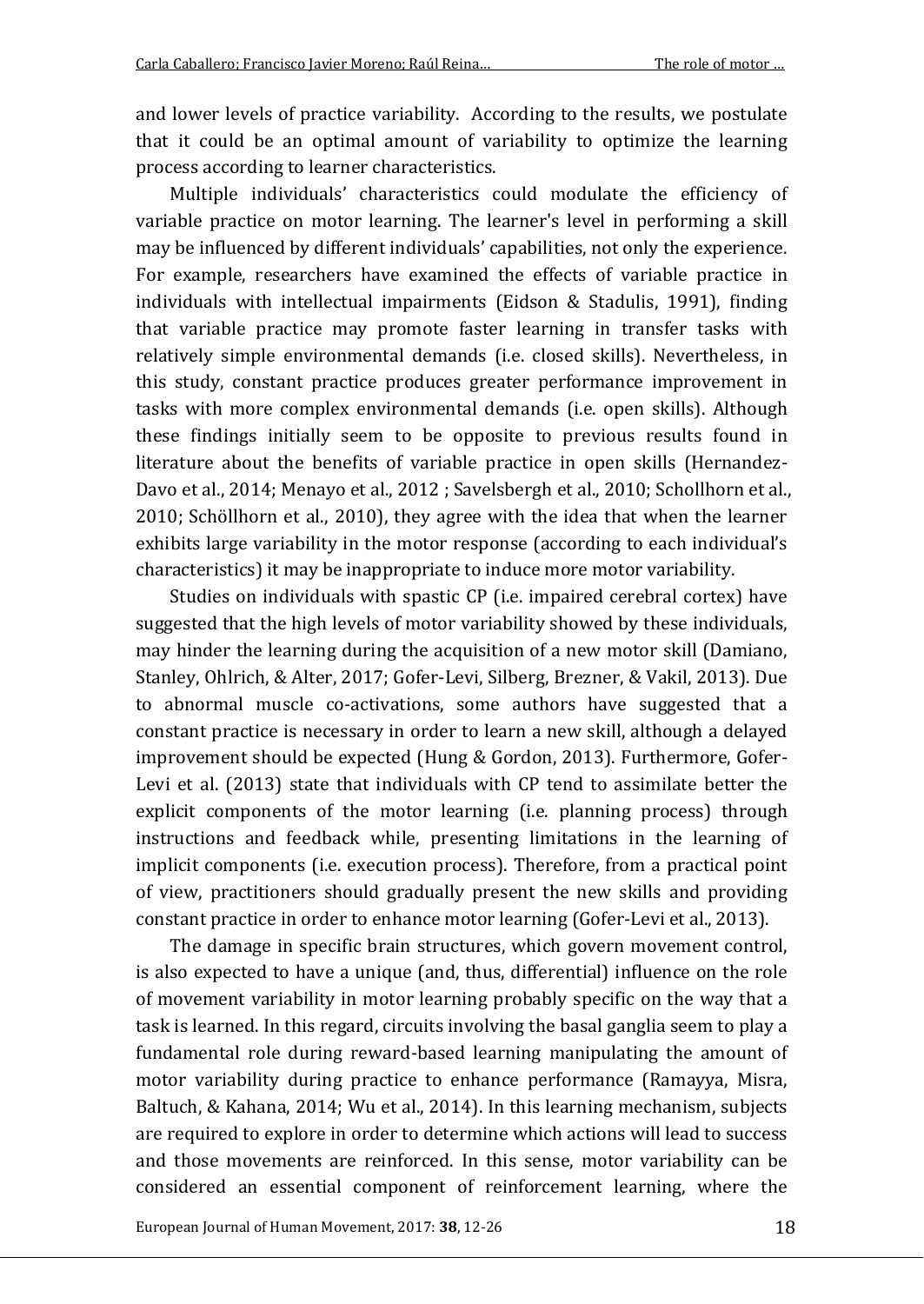and lower levels of practice variability. According to the results, we postulate that it could be an optimal amount of variability to optimize the learning process according to learner characteristics.

Multiple individuals' characteristics could modulate the efficiency of variable practice on motor learning. The learner's level in performing a skill may be influenced by different individuals' capabilities, not only the experience. For example, researchers have examined the effects of variable practice in individuals with intellectual impairments (Eidson & Stadulis, 1991), finding that variable practice may promote faster learning in transfer tasks with relatively simple environmental demands (i.e. closed skills). Nevertheless, in this study, constant practice produces greater performance improvement in tasks with more complex environmental demands (i.e. open skills). Although these findings initially seem to be opposite to previous results found in literature about the benefits of variable practice in open skills (Hernandez-Davo et al., 2014; Menayo et al., 2012 ; Savelsbergh et al., 2010; Schollhorn et al., 2010; Schöllhorn et al., 2010), they agree with the idea that when the learner exhibits large variability in the motor response (according to each individual's characteristics) it may be inappropriate to induce more motor variability.

Studies on individuals with spastic CP (i.e. impaired cerebral cortex) have suggested that the high levels of motor variability showed by these individuals, may hinder the learning during the acquisition of a new motor skill (Damiano, Stanley, Ohlrich, & Alter, 2017; Gofer-Levi, Silberg, Brezner, & Vakil, 2013). Due to abnormal muscle co-activations, some authors have suggested that a constant practice is necessary in order to learn a new skill, although a delayed improvement should be expected (Hung & Gordon, 2013). Furthermore, Gofer-Levi et al. (2013) state that individuals with CP tend to assimilate better the explicit components of the motor learning (i.e. planning process) through instructions and feedback while, presenting limitations in the learning of implicit components (i.e. execution process). Therefore, from a practical point of view, practitioners should gradually present the new skills and providing constant practice in order to enhance motor learning (Gofer-Levi et al., 2013).

The damage in specific brain structures, which govern movement control, is also expected to have a unique (and, thus, differential) influence on the role of movement variability in motor learning probably specific on the way that a task is learned. In this regard, circuits involving the basal ganglia seem to play a fundamental role during reward-based learning manipulating the amount of motor variability during practice to enhance performance (Ramayya, Misra, Baltuch, & Kahana, 2014; Wu et al., 2014). In this learning mechanism, subjects are required to explore in order to determine which actions will lead to success and those movements are reinforced. In this sense, motor variability can be considered an essential component of reinforcement learning, where the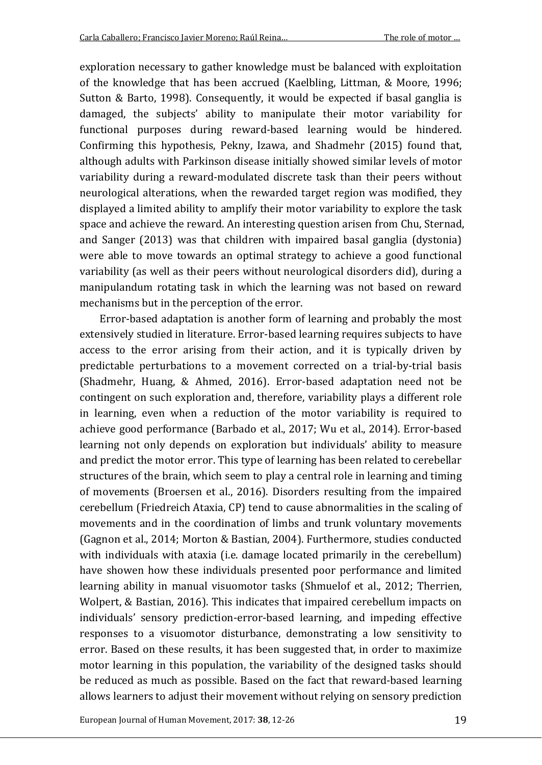exploration necessary to gather knowledge must be balanced with exploitation of the knowledge that has been accrued (Kaelbling, Littman, & Moore, 1996; Sutton & Barto, 1998). Consequently, it would be expected if basal ganglia is damaged, the subjects' ability to manipulate their motor variability for functional purposes during reward-based learning would be hindered. Confirming this hypothesis, Pekny, Izawa, and Shadmehr (2015) found that, although adults with Parkinson disease initially showed similar levels of motor variability during a reward-modulated discrete task than their peers without neurological alterations, when the rewarded target region was modified, they displayed a limited ability to amplify their motor variability to explore the task space and achieve the reward. An interesting question arisen from Chu, Sternad, and Sanger (2013) was that children with impaired basal ganglia (dystonia) were able to move towards an optimal strategy to achieve a good functional variability (as well as their peers without neurological disorders did), during a manipulandum rotating task in which the learning was not based on reward mechanisms but in the perception of the error.

Error-based adaptation is another form of learning and probably the most extensively studied in literature. Error-based learning requires subjects to have access to the error arising from their action, and it is typically driven by predictable perturbations to a movement corrected on a trial-by-trial basis (Shadmehr, Huang, & Ahmed, 2016). Error-based adaptation need not be contingent on such exploration and, therefore, variability plays a different role in learning, even when a reduction of the motor variability is required to achieve good performance (Barbado et al., 2017; Wu et al., 2014). Error-based learning not only depends on exploration but individuals' ability to measure and predict the motor error. This type of learning has been related to cerebellar structures of the brain, which seem to play a central role in learning and timing of movements (Broersen et al., 2016). Disorders resulting from the impaired cerebellum (Friedreich Ataxia, CP) tend to cause abnormalities in the scaling of movements and in the coordination of limbs and trunk voluntary movements (Gagnon et al., 2014; Morton & Bastian, 2004). Furthermore, studies conducted with individuals with ataxia (i.e. damage located primarily in the cerebellum) have showen how these individuals presented poor performance and limited learning ability in manual visuomotor tasks (Shmuelof et al., 2012; Therrien, Wolpert, & Bastian, 2016). This indicates that impaired cerebellum impacts on individuals' sensory prediction-error-based learning, and impeding effective responses to a visuomotor disturbance, demonstrating a low sensitivity to error. Based on these results, it has been suggested that, in order to maximize motor learning in this population, the variability of the designed tasks should be reduced as much as possible. Based on the fact that reward-based learning allows learners to adjust their movement without relying on sensory prediction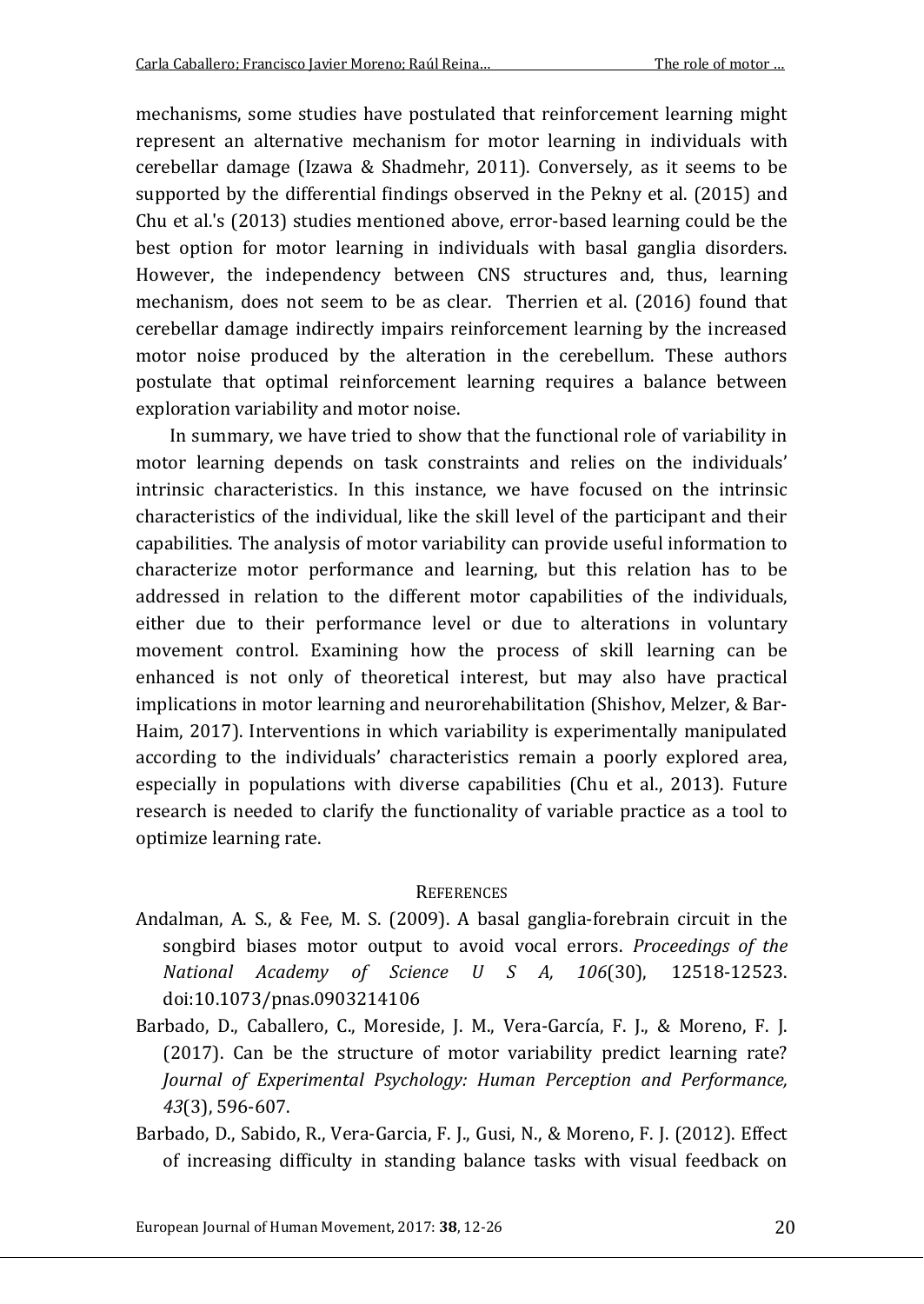mechanisms, some studies have postulated that reinforcement learning might represent an alternative mechanism for motor learning in individuals with cerebellar damage (Izawa & Shadmehr, 2011). Conversely, as it seems to be supported by the differential findings observed in the Pekny et al. (2015) and Chu et al.'s (2013) studies mentioned above, error-based learning could be the best option for motor learning in individuals with basal ganglia disorders. However, the independency between CNS structures and, thus, learning mechanism, does not seem to be as clear. Therrien et al. (2016) found that cerebellar damage indirectly impairs reinforcement learning by the increased motor noise produced by the alteration in the cerebellum. These authors postulate that optimal reinforcement learning requires a balance between exploration variability and motor noise.

In summary, we have tried to show that the functional role of variability in motor learning depends on task constraints and relies on the individuals' intrinsic characteristics. In this instance, we have focused on the intrinsic characteristics of the individual, like the skill level of the participant and their capabilities. The analysis of motor variability can provide useful information to characterize motor performance and learning, but this relation has to be addressed in relation to the different motor capabilities of the individuals, either due to their performance level or due to alterations in voluntary movement control. Examining how the process of skill learning can be enhanced is not only of theoretical interest, but may also have practical implications in motor learning and neurorehabilitation (Shishov, Melzer, & Bar-Haim, 2017). Interventions in which variability is experimentally manipulated according to the individuals' characteristics remain a poorly explored area, especially in populations with diverse capabilities (Chu et al., 2013). Future research is needed to clarify the functionality of variable practice as a tool to optimize learning rate.

## References

Andalman, A. S., & Fee, M. S. (2009). A basal ganglia-forebrain circuit in the songbird biases motor output to avoid vocal errors. *Proceedings of the National Academy of Science U S A, 106*(30), 12518-12523. doi:10.1073/pnas.0903214106

Barbado, D., Caballero, C., Moreside, J. M., Vera-García, F. J., & Moreno, F. J. (2017). Can be the structure of motor variability predict learning rate? *Journal of Experimental Psychology: Human Perception and Performance, 43*(3), 596-607.

Barbado, D., Sabido, R., Vera-Garcia, F. J., Gusi, N., & Moreno, F. J. (2012). Effect of increasing difficulty in standing balance tasks with visual feedback on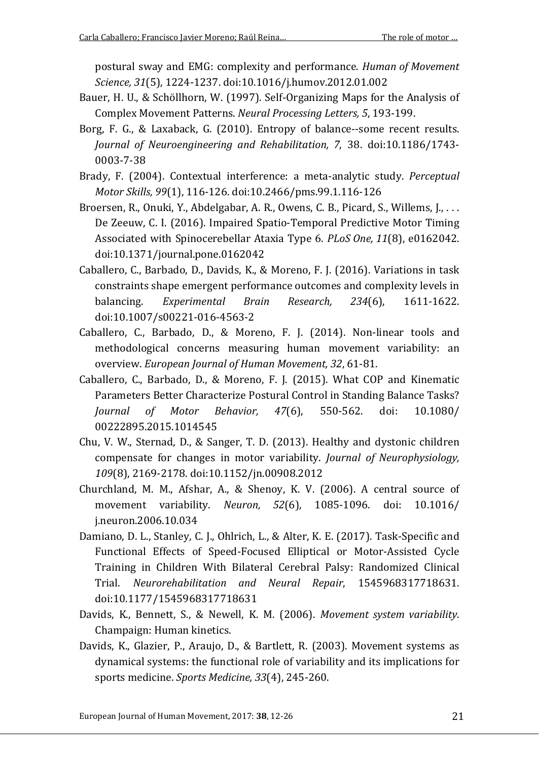postural sway and EMG: complexity and performance. *Human of Movement Science, 31*(5), 1224-1237. doi:10.1016/j.humov.2012.01.002

Bauer, H. U., & Schöllhorn, W. (1997). Self-Organizing Maps for the Analysis of Complex Movement Patterns. *Neural Processing Letters, 5*, 193-199.

Borg, F. G., & Laxaback, G. (2010). Entropy of balance--some recent results. *Journal of Neuroengineering and Rehabilitation, 7*, 38. doi:10.1186/1743-0003-7-38

Brady, F. (2004). Contextual interference: a meta-analytic study. *Perceptual Motor Skills, 99*(1), 116-126. doi:10.2466/pms.99.1.116-126

Broersen, R., Onuki, Y., Abdelgabar, A. R., Owens, C. B., Picard, S., Willems, J., . . . De Zeeuw, C. I. (2016). Impaired Spatio-Temporal Predictive Motor Timing Associated with Spinocerebellar Ataxia Type 6. *PLoS One, 11*(8), e0162042. doi:10.1371/journal.pone.0162042

Caballero, C., Barbado, D., Davids, K., & Moreno, F. J. (2016). Variations in task constraints shape emergent performance outcomes and complexity levels in balancing. *Experimental Brain Research, 234*(6), 1611-1622. doi:10.1007/s00221-016-4563-2

Caballero, C., Barbado, D., & Moreno, F. J. (2014). Non-linear tools and methodological concerns measuring human movement variability: an overview. *European Journal of Human Movement, 32*, 61-81.

Caballero, C., Barbado, D., & Moreno, F. J. (2015). What COP and Kinematic Parameters Better Characterize Postural Control in Standing Balance Tasks? *Journal of Motor Behavior, 47*(6), 550-562. doi: 10.1080/00222895.2015.1014545

Chu, V. W., Sternad, D., & Sanger, T. D. (2013). Healthy and dystonic children compensate for changes in motor variability. *Journal of Neurophysiology, 109*(8), 2169-2178. doi:10.1152/jn.00908.2012

Churchland, M. M., Afshar, A., & Shenoy, K. V. (2006). A central source of movement variability. *Neuron, 52*(6), 1085-1096. doi: 10.1016/j.neuron.2006.10.034

Damiano, D. L., Stanley, C. J., Ohlrich, L., & Alter, K. E. (2017). Task-Specific and Functional Effects of Speed-Focused Elliptical or Motor-Assisted Cycle Training in Children With Bilateral Cerebral Palsy: Randomized Clinical Trial. *Neurorehabilitation and Neural Repair*, 1545968317718631. doi:10.1177/1545968317718631

Davids, K., Bennett, S., & Newell, K. M. (2006). *Movement system variability*. Champaign: Human kinetics.

Davids, K., Glazier, P., Araujo, D., & Bartlett, R. (2003). Movement systems as dynamical systems: the functional role of variability and its implications for sports medicine. *Sports Medicine, 33*(4), 245-260.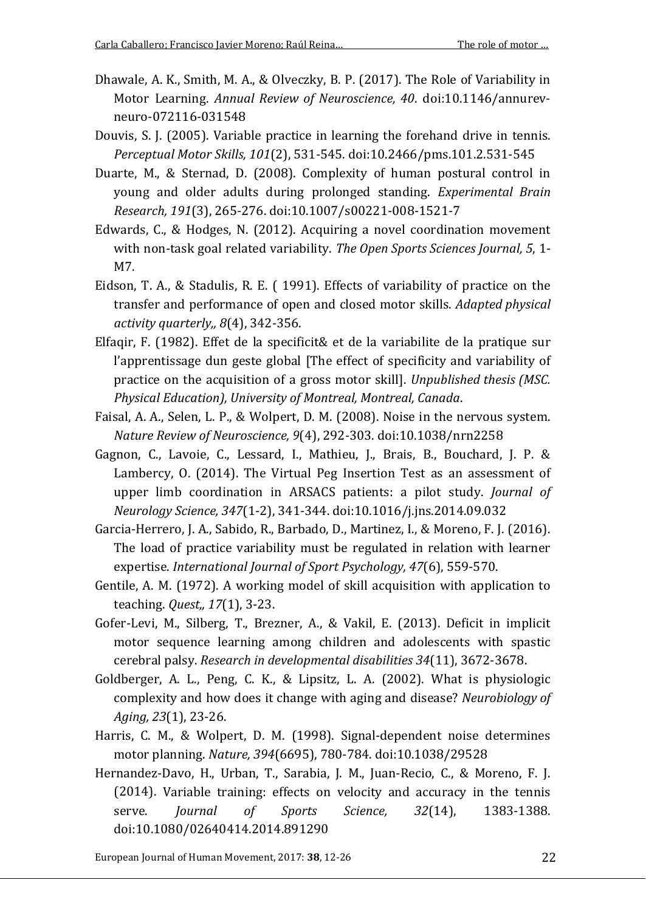Dhawale, A. K., Smith, M. A., & Olveczky, B. P. (2017). The Role of Variability in Motor Learning. *Annual Review of Neuroscience, 40*. doi:10.1146/annurev-neuro-072116-031548

Douvis, S. J. (2005). Variable practice in learning the forehand drive in tennis. *Perceptual Motor Skills, 101*(2), 531-545. doi:10.2466/pms.101.2.531-545

Duarte, M., & Sternad, D. (2008). Complexity of human postural control in young and older adults during prolonged standing. *Experimental Brain Research, 191*(3), 265-276. doi:10.1007/s00221-008-1521-7

Edwards, C., & Hodges, N. (2012). Acquiring a novel coordination movement with non-task goal related variability. *The Open Sports Sciences Journal, 5*, 1-M7.

Eidson, T. A., & Stadulis, R. E. ( 1991). Effects of variability of practice on the transfer and performance of open and closed motor skills. *Adapted physical activity quarterly,, 8*(4), 342-356.

Elfaqir, F. (1982). Effet de la specificit& et de la variabilite de la pratique sur l'apprentissage dun geste global [The effect of specificity and variability of practice on the acquisition of a gross motor skill]. *Unpublished thesis (MSC. Physical Education), University of Montreal, Montreal, Canada*.

Faisal, A. A., Selen, L. P., & Wolpert, D. M. (2008). Noise in the nervous system. *Nature Review of Neuroscience, 9*(4), 292-303. doi:10.1038/nrn2258

Gagnon, C., Lavoie, C., Lessard, I., Mathieu, J., Brais, B., Bouchard, J. P. & Lambercy, O. (2014). The Virtual Peg Insertion Test as an assessment of upper limb coordination in ARSACS patients: a pilot study. *Journal of Neurology Science, 347*(1-2), 341-344. doi:10.1016/j.jns.2014.09.032

Garcia-Herrero, J. A., Sabido, R., Barbado, D., Martinez, I., & Moreno, F. J. (2016). The load of practice variability must be regulated in relation with learner expertise. *International Journal of Sport Psychology, 47*(6), 559-570.

Gentile, A. M. (1972). A working model of skill acquisition with application to teaching. *Quest,, 17*(1), 3-23.

Gofer-Levi, M., Silberg, T., Brezner, A., & Vakil, E. (2013). Deficit in implicit motor sequence learning among children and adolescents with spastic cerebral palsy. *Research in developmental disabilities 34*(11), 3672-3678.

Goldberger, A. L., Peng, C. K., & Lipsitz, L. A. (2002). What is physiologic complexity and how does it change with aging and disease? *Neurobiology of Aging, 23*(1), 23-26.

Harris, C. M., & Wolpert, D. M. (1998). Signal-dependent noise determines motor planning. *Nature, 394*(6695), 780-784. doi:10.1038/29528

Hernandez-Davo, H., Urban, T., Sarabia, J. M., Juan-Recio, C., & Moreno, F. J. (2014). Variable training: effects on velocity and accuracy in the tennis serve. *Journal of Sports Science, 32*(14), 1383-1388. doi:10.1080/02640414.2014.891290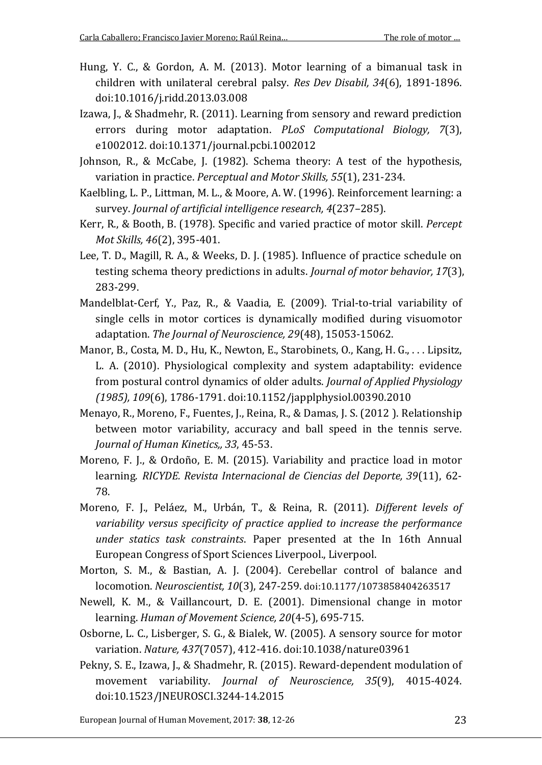Hung, Y. C., & Gordon, A. M. (2013). Motor learning of a bimanual task in children with unilateral cerebral palsy. *Res Dev Disabil, 34*(6), 1891-1896. doi:10.1016/j.ridd.2013.03.008

Izawa, J., & Shadmehr, R. (2011). Learning from sensory and reward prediction errors during motor adaptation. *PLoS Computational Biology, 7*(3), e1002012. doi:10.1371/journal.pcbi.1002012

Johnson, R., & McCabe, J. (1982). Schema theory: A test of the hypothesis, variation in practice. *Perceptual and Motor Skills, 55*(1), 231-234.

Kaelbling, L. P., Littman, M. L., & Moore, A. W. (1996). Reinforcement learning: a survey. *Journal of artificial intelligence research, 4*(237–285).

Kerr, R., & Booth, B. (1978). Specific and varied practice of motor skill. *Percept Mot Skills, 46*(2), 395-401.

Lee, T. D., Magill, R. A., & Weeks, D. J. (1985). Influence of practice schedule on testing schema theory predictions in adults. *Journal of motor behavior, 17*(3), 283-299.

Mandelblat-Cerf, Y., Paz, R., & Vaadia, E. (2009). Trial-to-trial variability of single cells in motor cortices is dynamically modified during visuomotor adaptation. *The Journal of Neuroscience, 29*(48), 15053-15062.

Manor, B., Costa, M. D., Hu, K., Newton, E., Starobinets, O., Kang, H. G., . . . Lipsitz, L. A. (2010). Physiological complexity and system adaptability: evidence from postural control dynamics of older adults. *Journal of Applied Physiology (1985), 109*(6), 1786-1791. doi:10.1152/japplphysiol.00390.2010

Menayo, R., Moreno, F., Fuentes, J., Reina, R., & Damas, J. S. (2012 ). Relationship between motor variability, accuracy and ball speed in the tennis serve. *Journal of Human Kinetics,, 33*, 45-53.

Moreno, F. J., & Ordoño, E. M. (2015). Variability and practice load in motor learning. *RICYDE. Revista Internacional de Ciencias del Deporte, 39*(11), 62-78.

Moreno, F. J., Peláez, M., Urbán, T., & Reina, R. (2011). *Different levels of variability versus specificity of practice applied to increase the performance under statics task constraints*. Paper presented at the In 16th Annual European Congress of Sport Sciences Liverpool., Liverpool.

Morton, S. M., & Bastian, A. J. (2004). Cerebellar control of balance and locomotion. *Neuroscientist, 10*(3), 247-259. doi:10.1177/1073858404263517

Newell, K. M., & Vaillancourt, D. E. (2001). Dimensional change in motor learning. *Human of Movement Science, 20*(4-5), 695-715.

Osborne, L. C., Lisberger, S. G., & Bialek, W. (2005). A sensory source for motor variation. *Nature, 437*(7057), 412-416. doi:10.1038/nature03961

Pekny, S. E., Izawa, J., & Shadmehr, R. (2015). Reward-dependent modulation of movement variability. *Journal of Neuroscience, 35*(9), 4015-4024. doi:10.1523/JNEUROSCI.3244-14.2015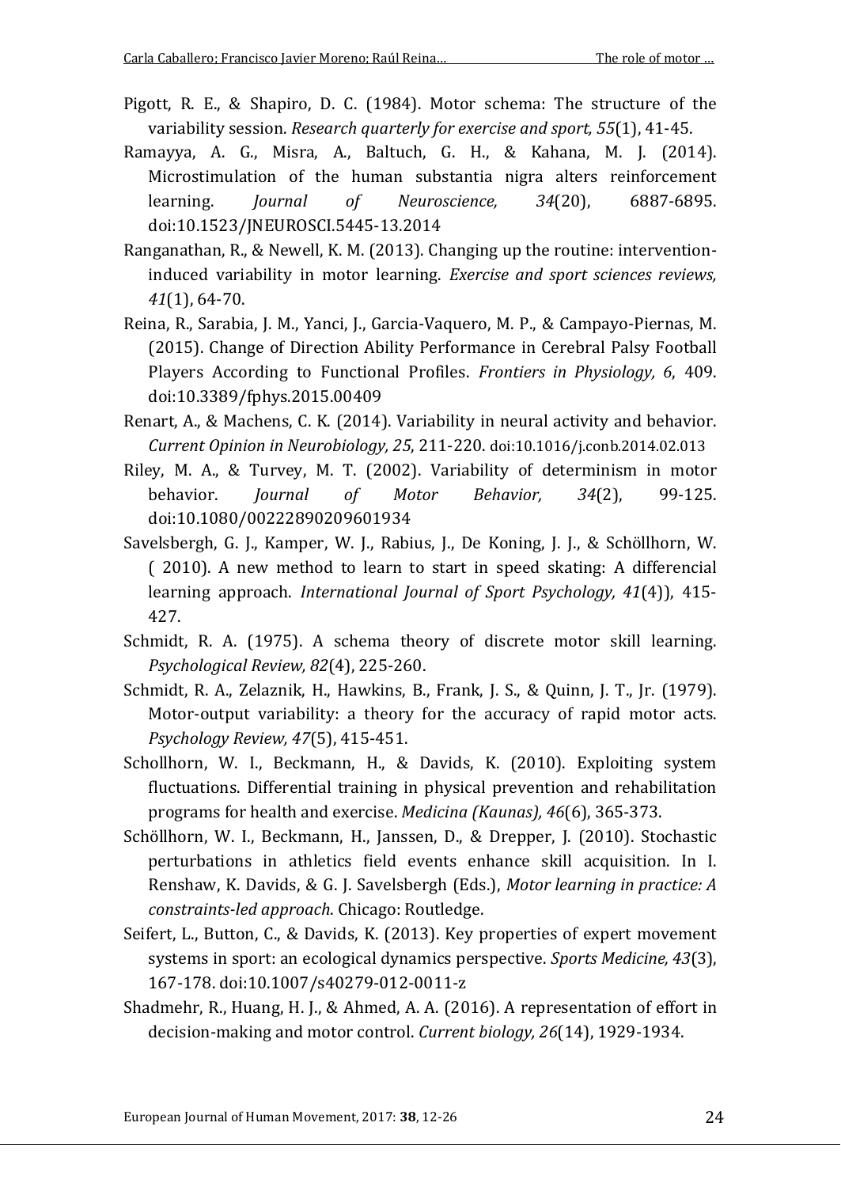Pigott, R. E., & Shapiro, D. C. (1984). Motor schema: The structure of the variability session. *Research quarterly for exercise and sport, 55*(1), 41-45.

Ramayya, A. G., Misra, A., Baltuch, G. H., & Kahana, M. J. (2014). Microstimulation of the human substantia nigra alters reinforcement learning. *Journal of Neuroscience, 34*(20), 6887-6895. doi:10.1523/JNEUROSCI.5445-13.2014

Ranganathan, R., & Newell, K. M. (2013). Changing up the routine: intervention-induced variability in motor learning. *Exercise and sport sciences reviews, 41*(1), 64-70.

Reina, R., Sarabia, J. M., Yanci, J., Garcia-Vaquero, M. P., & Campayo-Piernas, M. (2015). Change of Direction Ability Performance in Cerebral Palsy Football Players According to Functional Profiles. *Frontiers in Physiology, 6*, 409. doi:10.3389/fphys.2015.00409

Renart, A., & Machens, C. K. (2014). Variability in neural activity and behavior. *Current Opinion in Neurobiology, 25*, 211-220. doi:10.1016/j.conb.2014.02.013

Riley, M. A., & Turvey, M. T. (2002). Variability of determinism in motor behavior. *Journal of Motor Behavior, 34*(2), 99-125. doi:10.1080/00222890209601934

Savelsbergh, G. J., Kamper, W. J., Rabius, J., De Koning, J. J., & Schöllhorn, W. ( 2010). A new method to learn to start in speed skating: A differencial learning approach. *International Journal of Sport Psychology, 41*(4)), 415-427.

Schmidt, R. A. (1975). A schema theory of discrete motor skill learning. *Psychological Review, 82*(4), 225-260.

Schmidt, R. A., Zelaznik, H., Hawkins, B., Frank, J. S., & Quinn, J. T., Jr. (1979). Motor-output variability: a theory for the accuracy of rapid motor acts. *Psychology Review, 47*(5), 415-451.

Schollhorn, W. I., Beckmann, H., & Davids, K. (2010). Exploiting system fluctuations. Differential training in physical prevention and rehabilitation programs for health and exercise. *Medicina (Kaunas), 46*(6), 365-373.

Schöllhorn, W. I., Beckmann, H., Janssen, D., & Drepper, J. (2010). Stochastic perturbations in athletics field events enhance skill acquisition. In I. Renshaw, K. Davids, & G. J. Savelsbergh (Eds.), *Motor learning in practice: A constraints-led approach*. Chicago: Routledge.

Seifert, L., Button, C., & Davids, K. (2013). Key properties of expert movement systems in sport: an ecological dynamics perspective. *Sports Medicine, 43*(3), 167-178. doi:10.1007/s40279-012-0011-z

Shadmehr, R., Huang, H. J., & Ahmed, A. A. (2016). A representation of effort in decision-making and motor control. *Current biology, 26*(14), 1929-1934.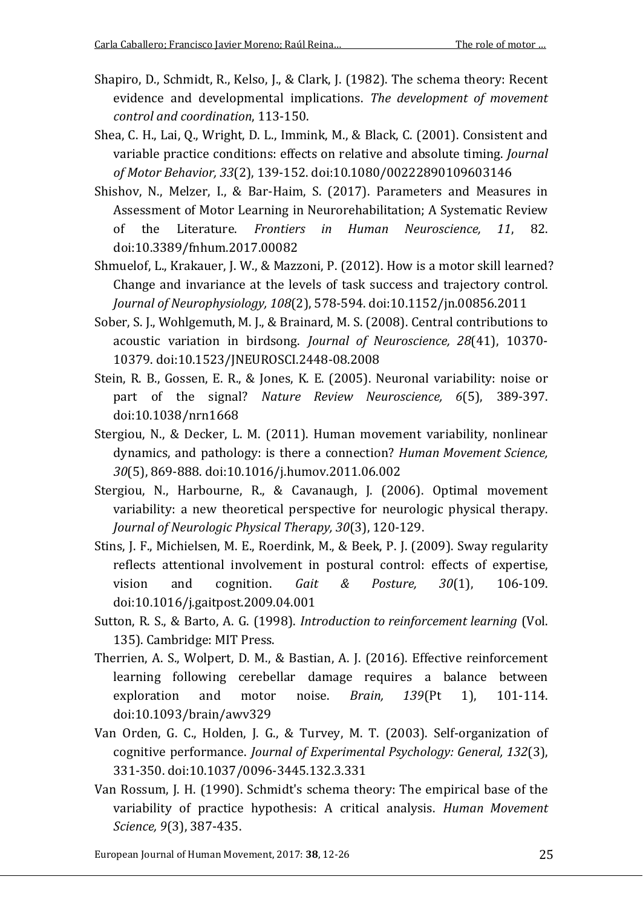Shapiro, D., Schmidt, R., Kelso, J., & Clark, J. (1982). The schema theory: Recent evidence and developmental implications. *The development of movement control and coordination*, 113-150.

Shea, C. H., Lai, Q., Wright, D. L., Immink, M., & Black, C. (2001). Consistent and variable practice conditions: effects on relative and absolute timing. *Journal of Motor Behavior, 33*(2), 139-152. doi:10.1080/00222890109603146

Shishov, N., Melzer, I., & Bar-Haim, S. (2017). Parameters and Measures in Assessment of Motor Learning in Neurorehabilitation; A Systematic Review of the Literature. *Frontiers in Human Neuroscience, 11*, 82. doi:10.3389/fnhum.2017.00082

Shmuelof, L., Krakauer, J. W., & Mazzoni, P. (2012). How is a motor skill learned? Change and invariance at the levels of task success and trajectory control. *Journal of Neurophysiology, 108*(2), 578-594. doi:10.1152/jn.00856.2011

Sober, S. J., Wohlgemuth, M. J., & Brainard, M. S. (2008). Central contributions to acoustic variation in birdsong. *Journal of Neuroscience, 28*(41), 10370-10379. doi:10.1523/JNEUROSCI.2448-08.2008

Stein, R. B., Gossen, E. R., & Jones, K. E. (2005). Neuronal variability: noise or part of the signal? *Nature Review Neuroscience, 6*(5), 389-397. doi:10.1038/nrn1668

Stergiou, N., & Decker, L. M. (2011). Human movement variability, nonlinear dynamics, and pathology: is there a connection? *Human Movement Science, 30*(5), 869-888. doi:10.1016/j.humov.2011.06.002

Stergiou, N., Harbourne, R., & Cavanaugh, J. (2006). Optimal movement variability: a new theoretical perspective for neurologic physical therapy. *Journal of Neurologic Physical Therapy, 30*(3), 120-129.

Stins, J. F., Michielsen, M. E., Roerdink, M., & Beek, P. J. (2009). Sway regularity reflects attentional involvement in postural control: effects of expertise, vision and cognition. *Gait & Posture, 30*(1), 106-109. doi:10.1016/j.gaitpost.2009.04.001

Sutton, R. S., & Barto, A. G. (1998). *Introduction to reinforcement learning* (Vol. 135). Cambridge: MIT Press.

Therrien, A. S., Wolpert, D. M., & Bastian, A. J. (2016). Effective reinforcement learning following cerebellar damage requires a balance between exploration and motor noise. *Brain, 139*(Pt 1), 101-114. doi:10.1093/brain/awv329

Van Orden, G. C., Holden, J. G., & Turvey, M. T. (2003). Self-organization of cognitive performance. *Journal of Experimental Psychology: General, 132*(3), 331-350. doi:10.1037/0096-3445.132.3.331

Van Rossum, J. H. (1990). Schmidt's schema theory: The empirical base of the variability of practice hypothesis: A critical analysis. *Human Movement Science, 9*(3), 387-435.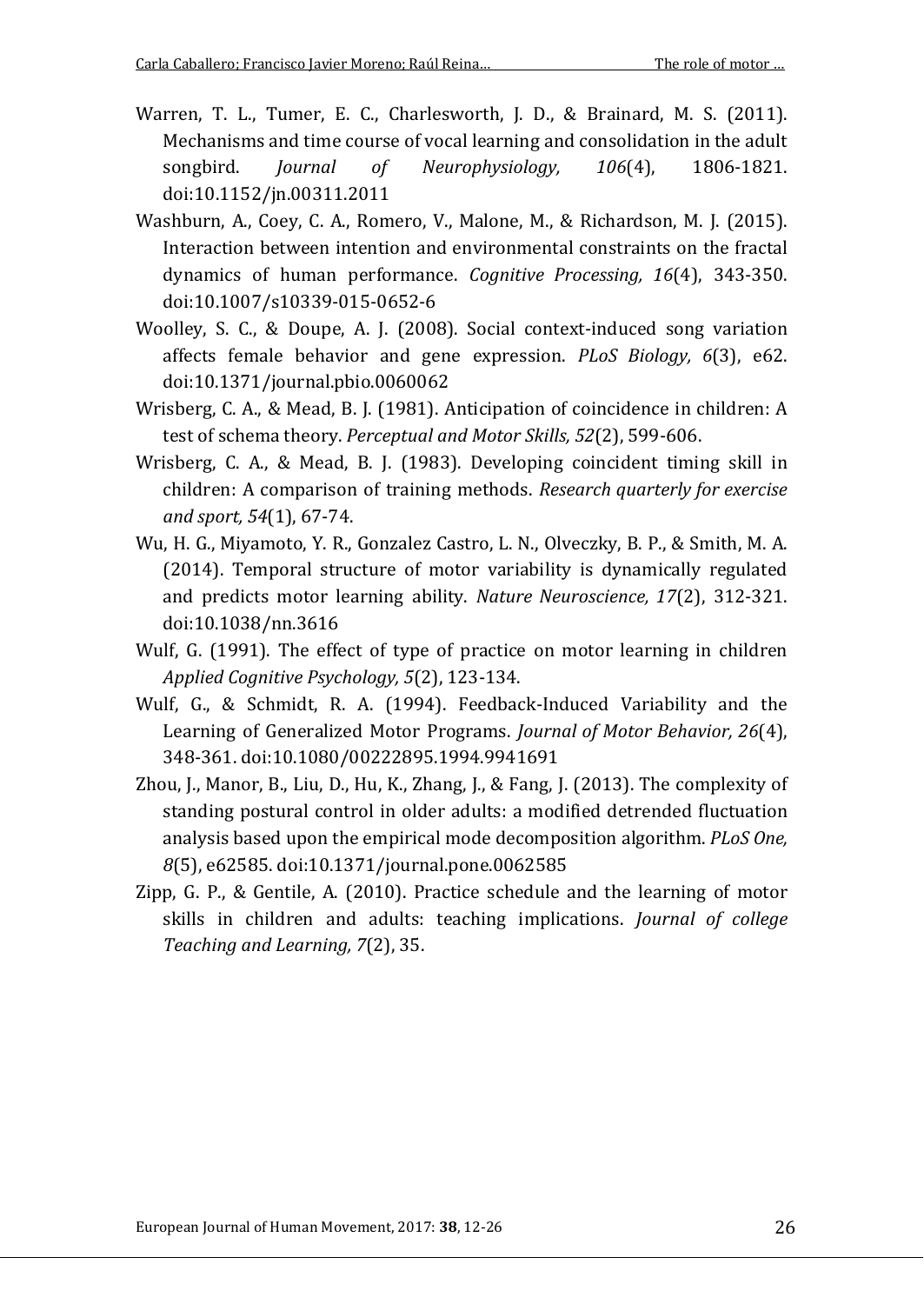Warren, T. L., Tumer, E. C., Charlesworth, J. D., & Brainard, M. S. (2011). Mechanisms and time course of vocal learning and consolidation in the adult songbird. *Journal of Neurophysiology, 106*(4), 1806-1821. doi:10.1152/jn.00311.2011

Washburn, A., Coey, C. A., Romero, V., Malone, M., & Richardson, M. J. (2015). Interaction between intention and environmental constraints on the fractal dynamics of human performance. *Cognitive Processing, 16*(4), 343-350. doi:10.1007/s10339-015-0652-6

Woolley, S. C., & Doupe, A. J. (2008). Social context-induced song variation affects female behavior and gene expression. *PLoS Biology, 6*(3), e62. doi:10.1371/journal.pbio.0060062

Wrisberg, C. A., & Mead, B. J. (1981). Anticipation of coincidence in children: A test of schema theory. *Perceptual and Motor Skills, 52*(2), 599-606.

Wrisberg, C. A., & Mead, B. J. (1983). Developing coincident timing skill in children: A comparison of training methods. *Research quarterly for exercise and sport, 54*(1), 67-74.

Wu, H. G., Miyamoto, Y. R., Gonzalez Castro, L. N., Olveczky, B. P., & Smith, M. A. (2014). Temporal structure of motor variability is dynamically regulated and predicts motor learning ability. *Nature Neuroscience, 17*(2), 312-321. doi:10.1038/nn.3616

Wulf, G. (1991). The effect of type of practice on motor learning in children *Applied Cognitive Psychology, 5*(2), 123-134.

Wulf, G., & Schmidt, R. A. (1994). Feedback-Induced Variability and the Learning of Generalized Motor Programs. *Journal of Motor Behavior, 26*(4), 348-361. doi:10.1080/00222895.1994.9941691

Zhou, J., Manor, B., Liu, D., Hu, K., Zhang, J., & Fang, J. (2013). The complexity of standing postural control in older adults: a modified detrended fluctuation analysis based upon the empirical mode decomposition algorithm. *PLoS One, 8*(5), e62585. doi:10.1371/journal.pone.0062585

Zipp, G. P., & Gentile, A. (2010). Practice schedule and the learning of motor skills in children and adults: teaching implications. *Journal of college Teaching and Learning, 7*(2), 35.